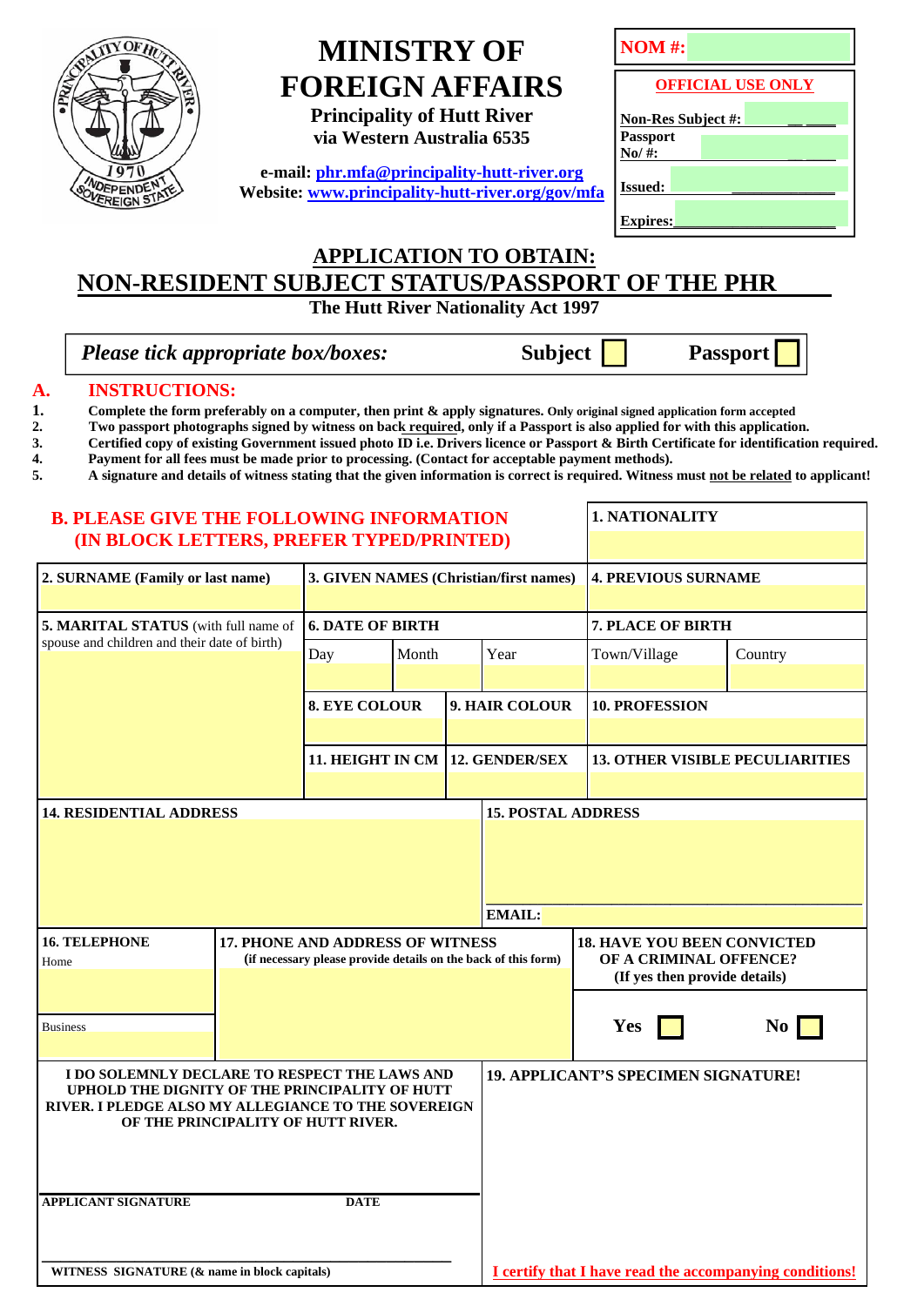# MINISTRY OF FOREIGN AFFAIRS

**Principality of Hutt River**
**via Western Australia 6535**

**e-mail:** phr.mfa@principality-hutt-river.org
**Website:** www.principality-hutt-river.org/gov/mfa

**NOM #:**

**OFFICIAL USE ONLY**

**Non-Res Subject #:**
**Passport No/ #:**
**Issued:**
**Expires:**

## APPLICATION TO OBTAIN:
## NON-RESIDENT SUBJECT STATUS/PASSPORT OF THE PHR

**The Hutt River Nationality Act 1997**

***Please tick appropriate box/boxes:*** **Subject** ☐ **Passport** ☐

## A. INSTRUCTIONS:

1. **Complete the form preferably on a computer, then print & apply signatures.** Only original signed application form accepted
2. **Two passport photographs signed by witness on back required, only if a Passport is also applied for with this application.**
3. **Certified copy of existing Government issued photo ID i.e. Drivers licence or Passport & Birth Certificate for identification required.**
4. **Payment for all fees must be made prior to processing. (Contact for acceptable payment methods).**
5. **A signature and details of witness stating that the given information is correct is required. Witness must not be related to applicant!**

## B. PLEASE GIVE THE FOLLOWING INFORMATION (IN BLOCK LETTERS, PREFER TYPED/PRINTED)

**1. NATIONALITY**

**2. SURNAME (Family or last name)**

**3. GIVEN NAMES (Christian/first names)**

**4. PREVIOUS SURNAME**

**5. MARITAL STATUS** (with full name of spouse and children and their date of birth)

**6. DATE OF BIRTH** — Day / Month / Year

**7. PLACE OF BIRTH** — Town/Village / Country

**8. EYE COLOUR**

**9. HAIR COLOUR**

**10. PROFESSION**

**11. HEIGHT IN CM**

**12. GENDER/SEX**

**13. OTHER VISIBLE PECULIARITIES**

**14. RESIDENTIAL ADDRESS**

**15. POSTAL ADDRESS**

**EMAIL:**

**16. TELEPHONE**
Home
Business

**17. PHONE AND ADDRESS OF WITNESS**
**(if necessary please provide details on the back of this form)**

**18. HAVE YOU BEEN CONVICTED OF A CRIMINAL OFFENCE? (If yes then provide details)**

**Yes** ☐ **No** ☐

**I DO SOLEMNLY DECLARE TO RESPECT THE LAWS AND UPHOLD THE DIGNITY OF THE PRINCIPALITY OF HUTT RIVER. I PLEDGE ALSO MY ALLEGIANCE TO THE SOVEREIGN OF THE PRINCIPALITY OF HUTT RIVER.**

**APPLICANT SIGNATURE** **DATE**

**WITNESS SIGNATURE (& name in block capitals)**

**19. APPLICANT'S SPECIMEN SIGNATURE!**

**I certify that I have read the accompanying conditions!**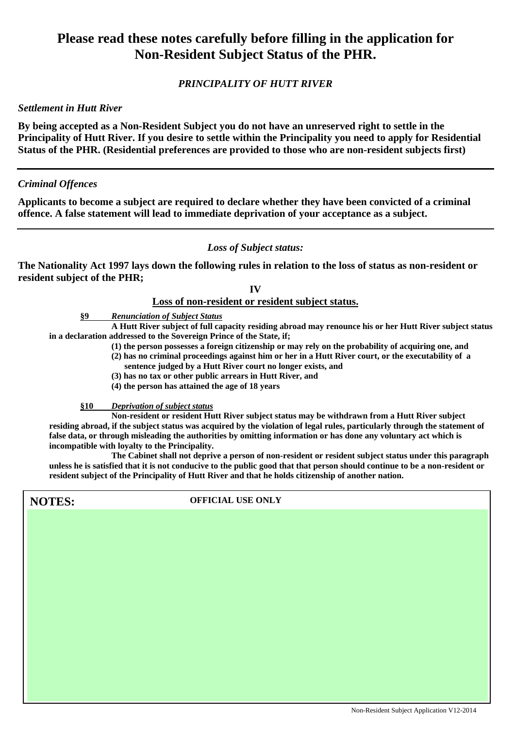# Please read these notes carefully before filling in the application for Non-Resident Subject Status of the PHR.

***PRINCIPALITY OF HUTT RIVER***

***Settlement in Hutt River***

**By being accepted as a Non-Resident Subject you do not have an unreserved right to settle in the Principality of Hutt River. If you desire to settle within the Principality you need to apply for Residential Status of the PHR. (Residential preferences are provided to those who are non-resident subjects first)**

---

***Criminal Offences***

**Applicants to become a subject are required to declare whether they have been convicted of a criminal offence. A false statement will lead to immediate deprivation of your acceptance as a subject.**

---

***Loss of Subject status:***

**The Nationality Act 1997 lays down the following rules in relation to the loss of status as non-resident or resident subject of the PHR;**

**IV**

**Loss of non-resident or resident subject status.**

**§9 *Renunciation of Subject Status***

**A Hutt River subject of full capacity residing abroad may renounce his or her Hutt River subject status in a declaration addressed to the Sovereign Prince of the State, if;**

**(1) the person possesses a foreign citizenship or may rely on the probability of acquiring one, and**
**(2) has no criminal proceedings against him or her in a Hutt River court, or the executability of a sentence judged by a Hutt River court no longer exists, and**
**(3) has no tax or other public arrears in Hutt River, and**
**(4) the person has attained the age of 18 years**

**§10 *Deprivation of subject status***

**Non-resident or resident Hutt River subject status may be withdrawn from a Hutt River subject residing abroad, if the subject status was acquired by the violation of legal rules, particularly through the statement of false data, or through misleading the authorities by omitting information or has done any voluntary act which is incompatible with loyalty to the Principality.**

**The Cabinet shall not deprive a person of non-resident or resident subject status under this paragraph unless he is satisfied that it is not conducive to the public good that that person should continue to be a non-resident or resident subject of the Principality of Hutt River and that he holds citizenship of another nation.**

**NOTES:** **OFFICIAL USE ONLY**

Non-Resident Subject Application V12-2014